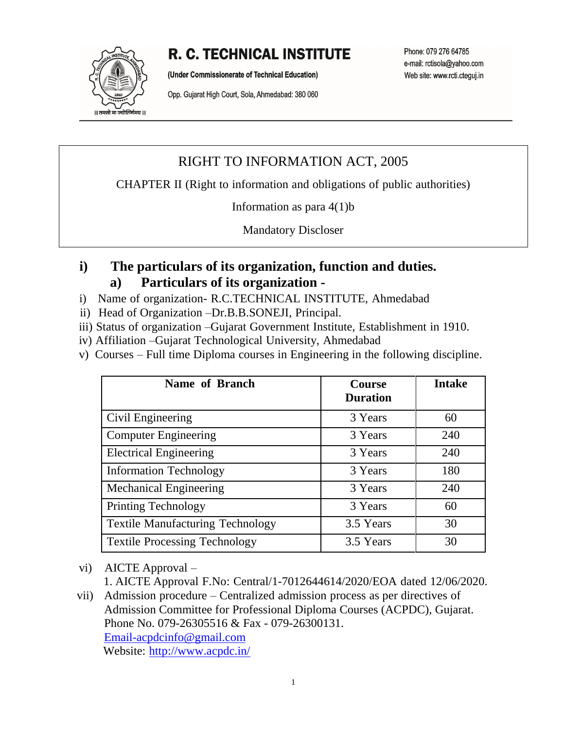# R. C. TECHNICAL INSTITUTE

**(Under Commissionerate of Technical Education)**

Opp. Gujarat High Court, Sola, Ahmedabad: 380 060

Phone: 079 276 64785
e-mail: rctisola@yahoo.com
Web site: www.rcti.cteguj.in

RIGHT TO INFORMATION ACT, 2005

CHAPTER II (Right to information and obligations of public authorities)

Information as para 4(1)b

Mandatory Discloser

## i) The particulars of its organization, function and duties.

### a) Particulars of its organization -

i) Name of organization- R.C.TECHNICAL INSTITUTE, Ahmedabad

ii) Head of Organization –Dr.B.B.SONEJI, Principal.

iii) Status of organization –Gujarat Government Institute, Establishment in 1910.

iv) Affiliation –Gujarat Technological University, Ahmedabad

v) Courses – Full time Diploma courses in Engineering in the following discipline.

| Name of Branch | Course Duration | Intake |
|---|---|---|
| Civil Engineering | 3 Years | 60 |
| Computer Engineering | 3 Years | 240 |
| Electrical Engineering | 3 Years | 240 |
| Information Technology | 3 Years | 180 |
| Mechanical Engineering | 3 Years | 240 |
| Printing Technology | 3 Years | 60 |
| Textile Manufacturing Technology | 3.5 Years | 30 |
| Textile Processing Technology | 3.5 Years | 30 |

vi) AICTE Approval –
1. AICTE Approval F.No: Central/1-7012644614/2020/EOA dated 12/06/2020.

vii) Admission procedure – Centralized admission process as per directives of Admission Committee for Professional Diploma Courses (ACPDC), Gujarat.
Phone No. 079-26305516 & Fax - 079-26300131.
Email-acpdcinfo@gmail.com
Website: http://www.acpdc.in/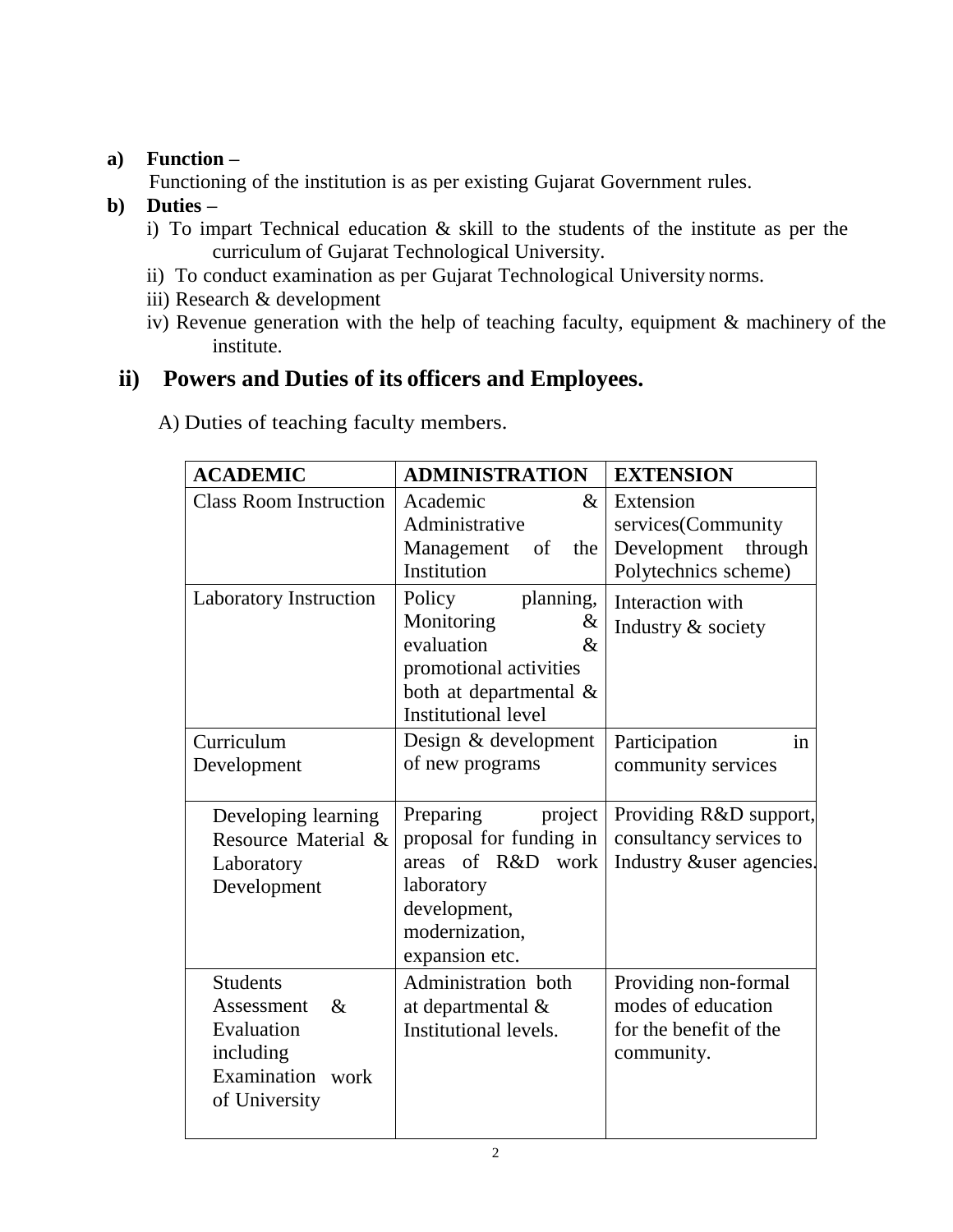**a) Function –**

Functioning of the institution is as per existing Gujarat Government rules.

**b) Duties –**

i) To impart Technical education & skill to the students of the institute as per the curriculum of Gujarat Technological University.

ii) To conduct examination as per Gujarat Technological University norms.

iii) Research & development

iv) Revenue generation with the help of teaching faculty, equipment & machinery of the institute.

## ii) Powers and Duties of its officers and Employees.

A) Duties of teaching faculty members.

| ACADEMIC | ADMINISTRATION | EXTENSION |
|---|---|---|
| Class Room Instruction | Academic & Administrative Management of the Institution | Extension services(Community Development through Polytechnics scheme) |
| Laboratory Instruction | Policy planning, Monitoring & evaluation & promotional activities both at departmental & Institutional level | Interaction with Industry & society |
| Curriculum Development | Design & development of new programs | Participation in community services |
| Developing learning Resource Material & Laboratory Development | Preparing project proposal for funding in areas of R&D work laboratory development, modernization, expansion etc. | Providing R&D support, consultancy services to Industry &user agencies. |
| Students Assessment & Evaluation including Examination work of University | Administration both at departmental & Institutional levels. | Providing non-formal modes of education for the benefit of the community. |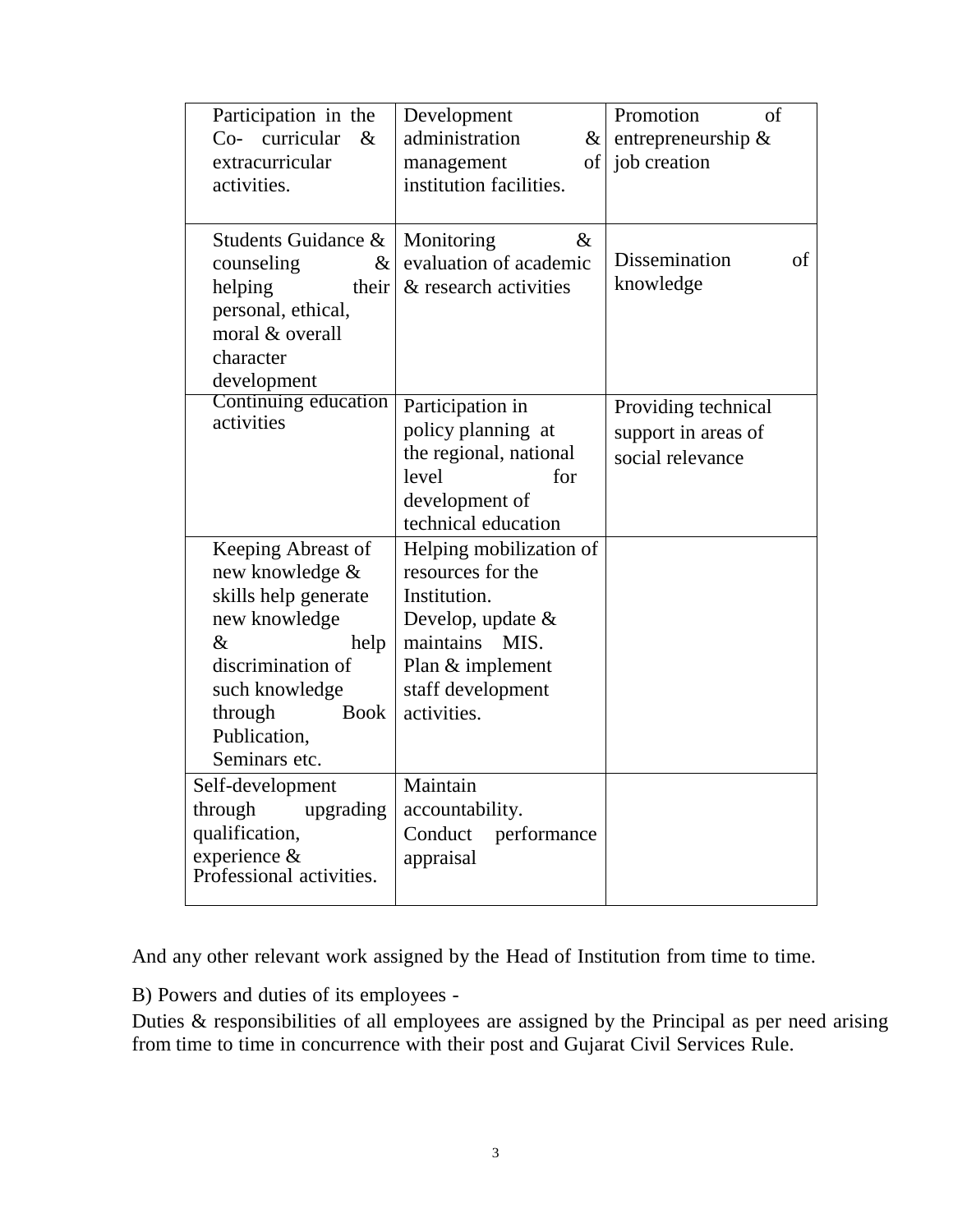| Participation in the Co- curricular & extracurricular activities. | Development administration & management of institution facilities. | Promotion of entrepreneurship & job creation |
|---|---|---|
| Students Guidance & counseling & helping their personal, ethical, moral & overall character development | Monitoring & evaluation of academic & research activities | Dissemination of knowledge |
| Continuing education activities | Participation in policy planning at the regional, national level for development of technical education | Providing technical support in areas of social relevance |
| Keeping Abreast of new knowledge & skills help generate new knowledge & help discrimination of such knowledge through Book Publication, Seminars etc. | Helping mobilization of resources for the Institution. Develop, update & maintains MIS. Plan & implement staff development activities. | |
| Self-development through upgrading qualification, experience & Professional activities. | Maintain accountability. Conduct performance appraisal | |

And any other relevant work assigned by the Head of Institution from time to time.

B) Powers and duties of its employees -

Duties & responsibilities of all employees are assigned by the Principal as per need arising from time to time in concurrence with their post and Gujarat Civil Services Rule.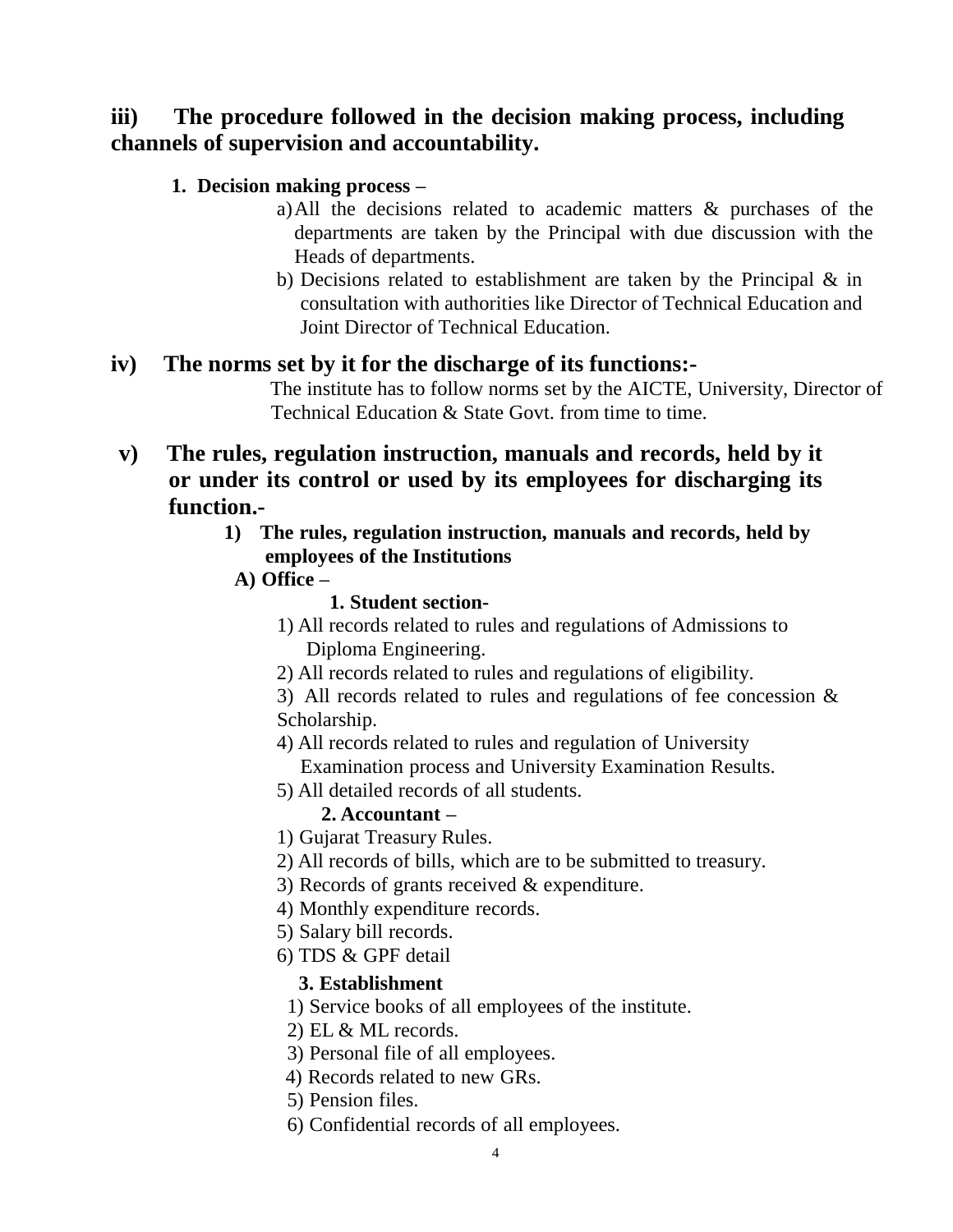## iii) The procedure followed in the decision making process, including channels of supervision and accountability.

**1. Decision making process –**

a) All the decisions related to academic matters & purchases of the departments are taken by the Principal with due discussion with the Heads of departments.

b) Decisions related to establishment are taken by the Principal & in consultation with authorities like Director of Technical Education and Joint Director of Technical Education.

## iv) The norms set by it for the discharge of its functions:-

The institute has to follow norms set by the AICTE, University, Director of Technical Education & State Govt. from time to time.

## v) The rules, regulation instruction, manuals and records, held by it or under its control or used by its employees for discharging its function.-

**1) The rules, regulation instruction, manuals and records, held by employees of the Institutions**

**A) Office –**

**1. Student section-**

1) All records related to rules and regulations of Admissions to Diploma Engineering.
2) All records related to rules and regulations of eligibility.
3) All records related to rules and regulations of fee concession & Scholarship.
4) All records related to rules and regulation of University Examination process and University Examination Results.
5) All detailed records of all students.

**2. Accountant –**

1) Gujarat Treasury Rules.
2) All records of bills, which are to be submitted to treasury.
3) Records of grants received & expenditure.
4) Monthly expenditure records.
5) Salary bill records.
6) TDS & GPF detail

**3. Establishment**

1) Service books of all employees of the institute.
2) EL & ML records.
3) Personal file of all employees.
4) Records related to new GRs.
5) Pension files.
6) Confidential records of all employees.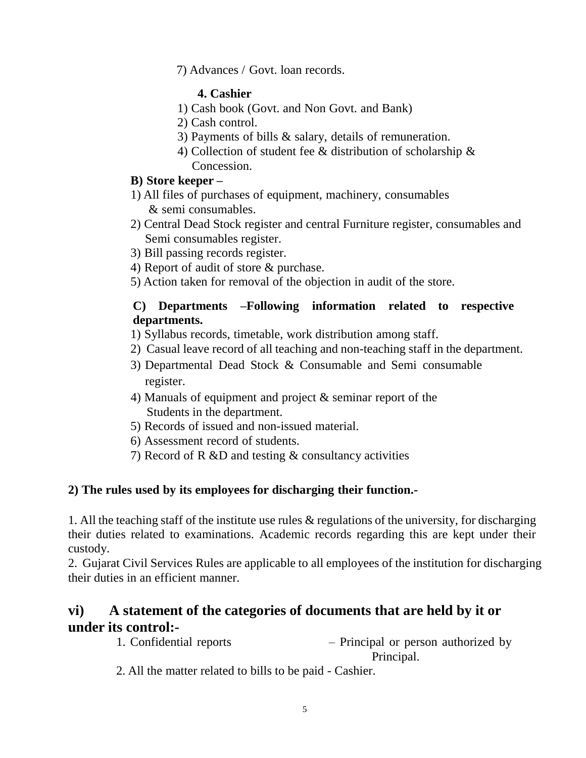7) Advances / Govt. loan records.

**4. Cashier**

1) Cash book (Govt. and Non Govt. and Bank)
2) Cash control.
3) Payments of bills & salary, details of remuneration.
4) Collection of student fee & distribution of scholarship & Concession.

**B) Store keeper –**

1) All files of purchases of equipment, machinery, consumables & semi consumables.
2) Central Dead Stock register and central Furniture register, consumables and Semi consumables register.
3) Bill passing records register.
4) Report of audit of store & purchase.
5) Action taken for removal of the objection in audit of the store.

**C) Departments –Following information related to respective departments.**

1) Syllabus records, timetable, work distribution among staff.
2) Casual leave record of all teaching and non-teaching staff in the department.
3) Departmental Dead Stock & Consumable and Semi consumable register.
4) Manuals of equipment and project & seminar report of the Students in the department.
5) Records of issued and non-issued material.
6) Assessment record of students.
7) Record of R &D and testing & consultancy activities

**2) The rules used by its employees for discharging their function.-**

1. All the teaching staff of the institute use rules & regulations of the university, for discharging their duties related to examinations. Academic records regarding this are kept under their custody.
2. Gujarat Civil Services Rules are applicable to all employees of the institution for discharging their duties in an efficient manner.

## vi) A statement of the categories of documents that are held by it or under its control:-

1. Confidential reports – Principal or person authorized by Principal.
2. All the matter related to bills to be paid - Cashier.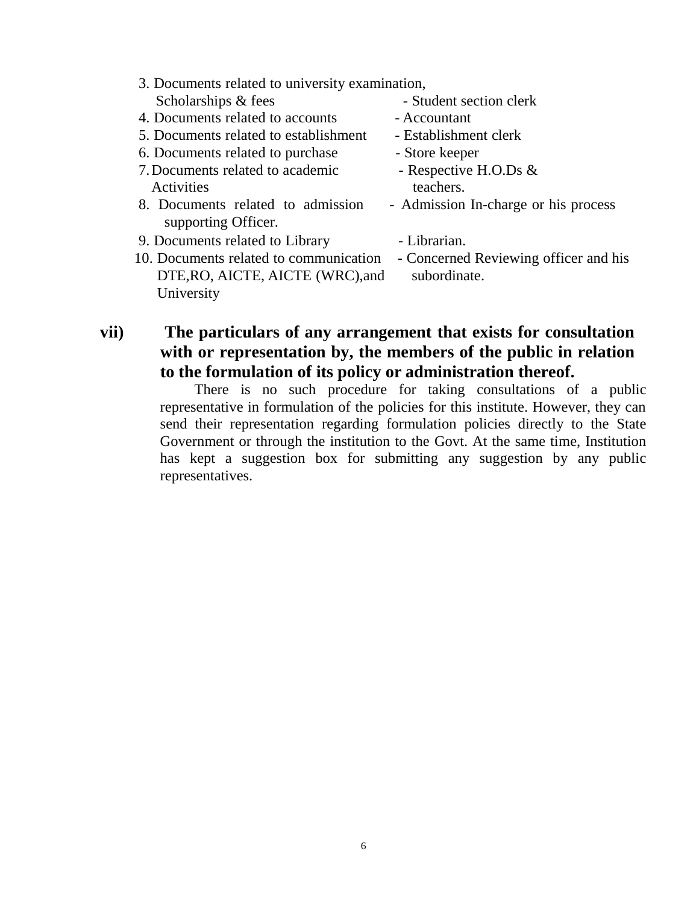3. Documents related to university examination, Scholarships & fees - Student section clerk
4. Documents related to accounts - Accountant
5. Documents related to establishment - Establishment clerk
6. Documents related to purchase - Store keeper
7. Documents related to academic Activities - Respective H.O.Ds & teachers.
8. Documents related to admission - Admission In-charge or his process supporting Officer.
9. Documents related to Library - Librarian.
10. Documents related to communication DTE,RO, AICTE, AICTE (WRC),and University - Concerned Reviewing officer and his subordinate.

**vii) The particulars of any arrangement that exists for consultation with or representation by, the members of the public in relation to the formulation of its policy or administration thereof.**

There is no such procedure for taking consultations of a public representative in formulation of the policies for this institute. However, they can send their representation regarding formulation policies directly to the State Government or through the institution to the Govt. At the same time, Institution has kept a suggestion box for submitting any suggestion by any public representatives.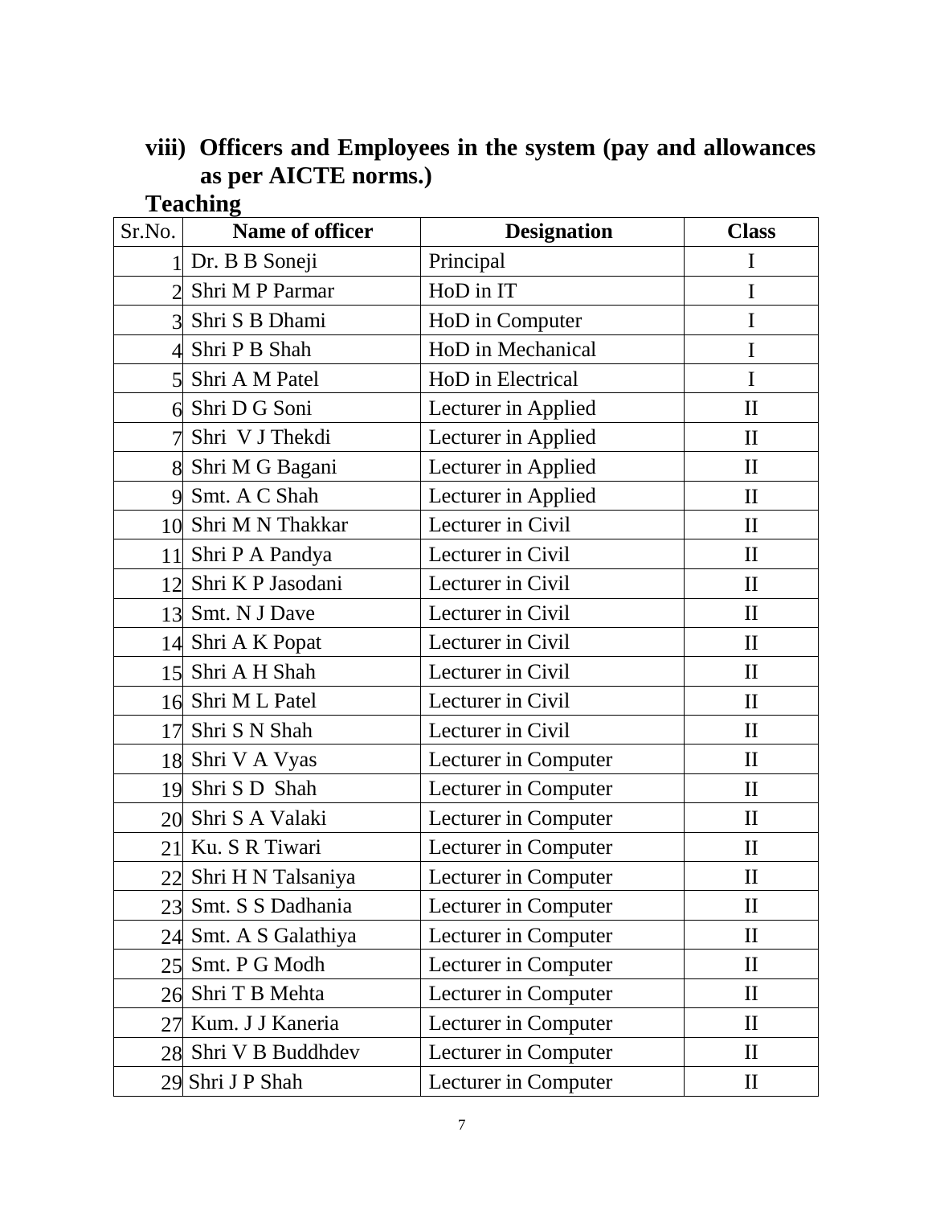**viii) Officers and Employees in the system (pay and allowances as per AICTE norms.)**

**Teaching**

| Sr.No. | Name of officer | Designation | Class |
|---|---|---|---|
| 1 | Dr. B B Soneji | Principal | I |
| 2 | Shri M P Parmar | HoD in IT | I |
| 3 | Shri S B Dhami | HoD in Computer | I |
| 4 | Shri P B Shah | HoD in Mechanical | I |
| 5 | Shri A M Patel | HoD in Electrical | I |
| 6 | Shri D G Soni | Lecturer in Applied | II |
| 7 | Shri V J Thekdi | Lecturer in Applied | II |
| 8 | Shri M G Bagani | Lecturer in Applied | II |
| 9 | Smt. A C Shah | Lecturer in Applied | II |
| 10 | Shri M N Thakkar | Lecturer in Civil | II |
| 11 | Shri P A Pandya | Lecturer in Civil | II |
| 12 | Shri K P Jasodani | Lecturer in Civil | II |
| 13 | Smt. N J Dave | Lecturer in Civil | II |
| 14 | Shri A K Popat | Lecturer in Civil | II |
| 15 | Shri A H Shah | Lecturer in Civil | II |
| 16 | Shri M L Patel | Lecturer in Civil | II |
| 17 | Shri S N Shah | Lecturer in Civil | II |
| 18 | Shri V A Vyas | Lecturer in Computer | II |
| 19 | Shri S D Shah | Lecturer in Computer | II |
| 20 | Shri S A Valaki | Lecturer in Computer | II |
| 21 | Ku. S R Tiwari | Lecturer in Computer | II |
| 22 | Shri H N Talsaniya | Lecturer in Computer | II |
| 23 | Smt. S S Dadhania | Lecturer in Computer | II |
| 24 | Smt. A S Galathiya | Lecturer in Computer | II |
| 25 | Smt. P G Modh | Lecturer in Computer | II |
| 26 | Shri T B Mehta | Lecturer in Computer | II |
| 27 | Kum. J J Kaneria | Lecturer in Computer | II |
| 28 | Shri V B Buddhdev | Lecturer in Computer | II |
| 29 | Shri J P Shah | Lecturer in Computer | II |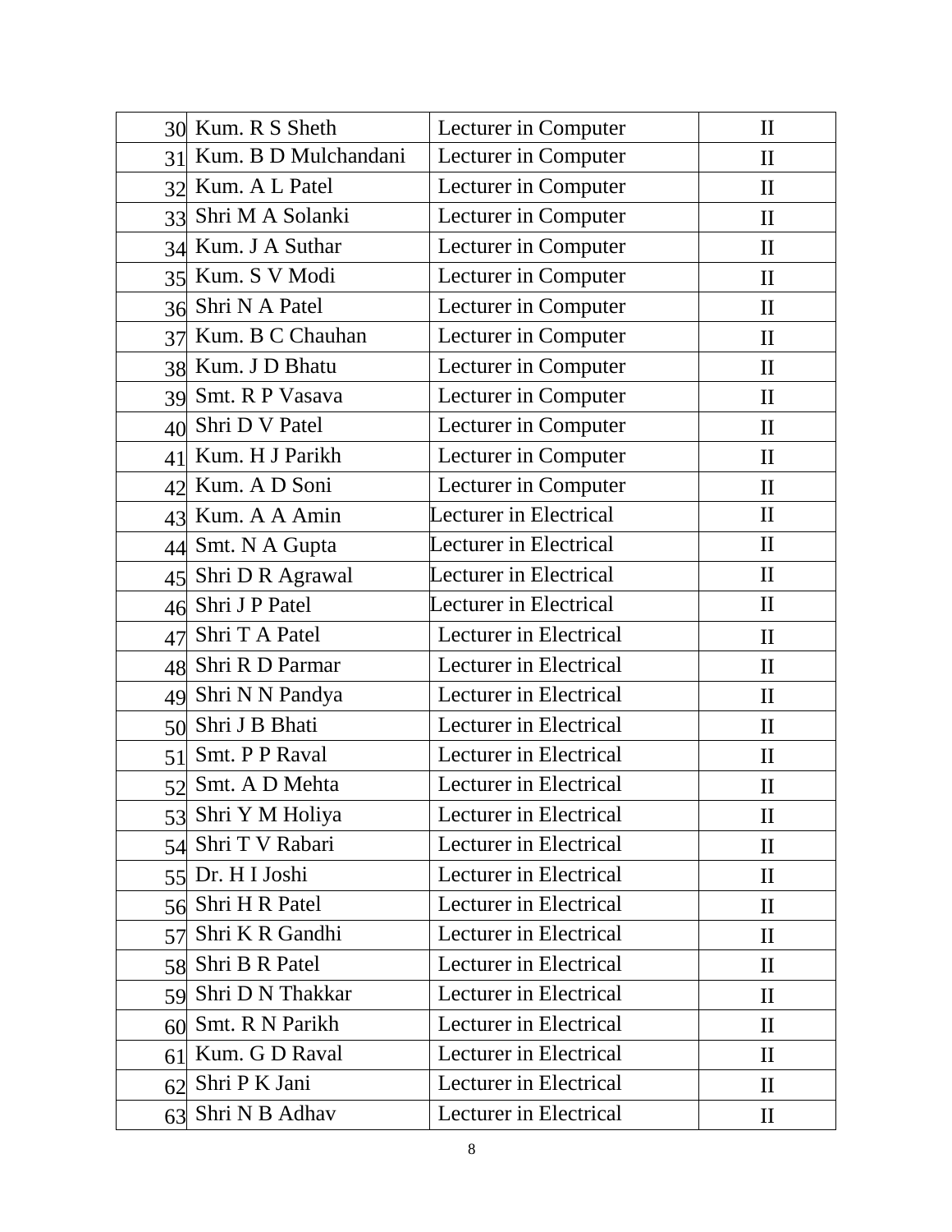| | | | |
|---|---|---|---|
| 30 | Kum. R S Sheth | Lecturer in Computer | II |
| 31 | Kum. B D Mulchandani | Lecturer in Computer | II |
| 32 | Kum. A L Patel | Lecturer in Computer | II |
| 33 | Shri M A Solanki | Lecturer in Computer | II |
| 34 | Kum. J A Suthar | Lecturer in Computer | II |
| 35 | Kum. S V Modi | Lecturer in Computer | II |
| 36 | Shri N A Patel | Lecturer in Computer | II |
| 37 | Kum. B C Chauhan | Lecturer in Computer | II |
| 38 | Kum. J D Bhatu | Lecturer in Computer | II |
| 39 | Smt. R P Vasava | Lecturer in Computer | II |
| 40 | Shri D V Patel | Lecturer in Computer | II |
| 41 | Kum. H J Parikh | Lecturer in Computer | II |
| 42 | Kum. A D Soni | Lecturer in Computer | II |
| 43 | Kum. A A Amin | Lecturer in Electrical | II |
| 44 | Smt. N A Gupta | Lecturer in Electrical | II |
| 45 | Shri D R Agrawal | Lecturer in Electrical | II |
| 46 | Shri J P Patel | Lecturer in Electrical | II |
| 47 | Shri T A Patel | Lecturer in Electrical | II |
| 48 | Shri R D Parmar | Lecturer in Electrical | II |
| 49 | Shri N N Pandya | Lecturer in Electrical | II |
| 50 | Shri J B Bhati | Lecturer in Electrical | II |
| 51 | Smt. P P Raval | Lecturer in Electrical | II |
| 52 | Smt. A D Mehta | Lecturer in Electrical | II |
| 53 | Shri Y M Holiya | Lecturer in Electrical | II |
| 54 | Shri T V Rabari | Lecturer in Electrical | II |
| 55 | Dr. H I Joshi | Lecturer in Electrical | II |
| 56 | Shri H R Patel | Lecturer in Electrical | II |
| 57 | Shri K R Gandhi | Lecturer in Electrical | II |
| 58 | Shri B R Patel | Lecturer in Electrical | II |
| 59 | Shri D N Thakkar | Lecturer in Electrical | II |
| 60 | Smt. R N Parikh | Lecturer in Electrical | II |
| 61 | Kum. G D Raval | Lecturer in Electrical | II |
| 62 | Shri P K Jani | Lecturer in Electrical | II |
| 63 | Shri N B Adhav | Lecturer in Electrical | II |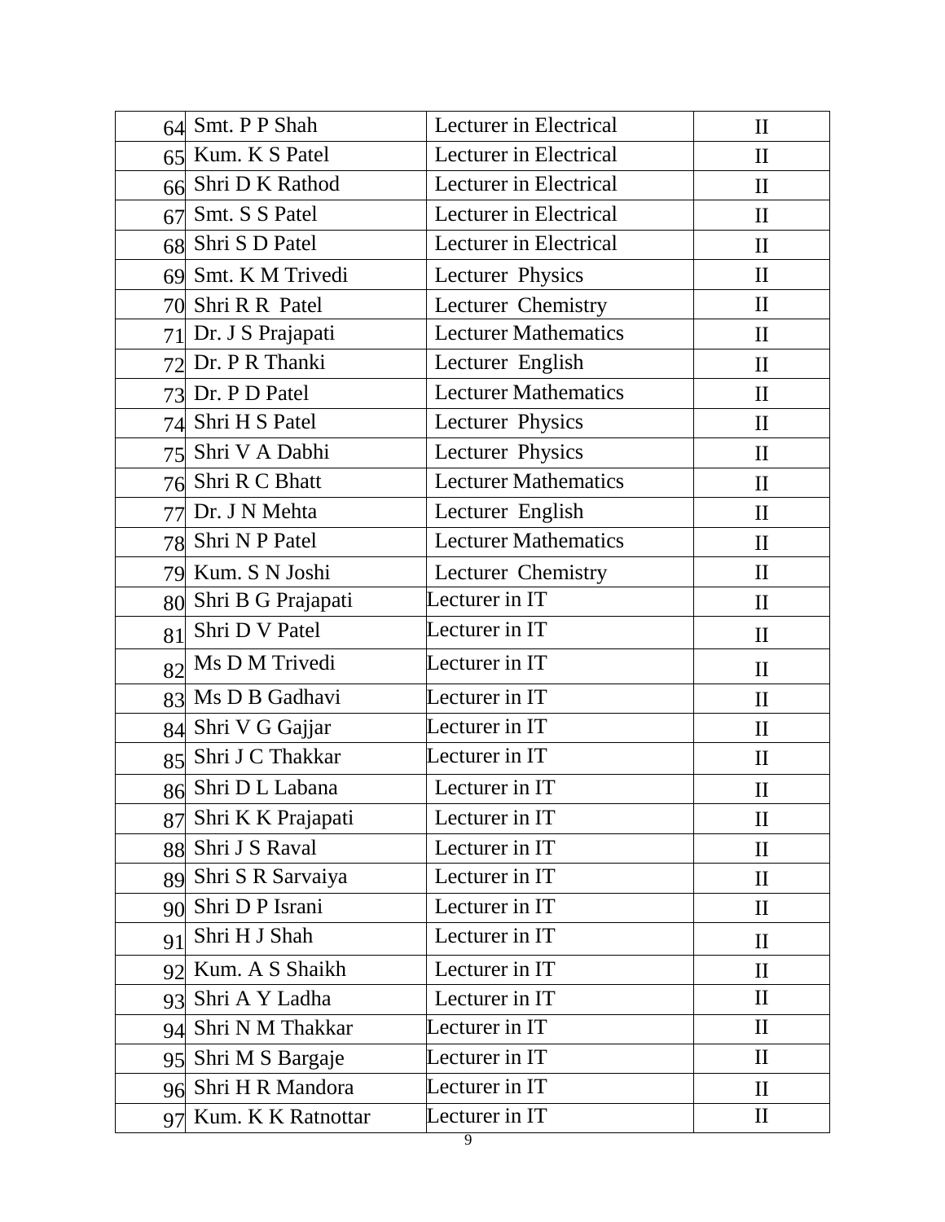| 64 | Smt. P P Shah | Lecturer in Electrical | II |
|---|---|---|---|
| 65 | Kum. K S Patel | Lecturer in Electrical | II |
| 66 | Shri D K Rathod | Lecturer in Electrical | II |
| 67 | Smt. S S Patel | Lecturer in Electrical | II |
| 68 | Shri S D Patel | Lecturer in Electrical | II |
| 69 | Smt. K M Trivedi | Lecturer Physics | II |
| 70 | Shri R R Patel | Lecturer Chemistry | II |
| 71 | Dr. J S Prajapati | Lecturer Mathematics | II |
| 72 | Dr. P R Thanki | Lecturer English | II |
| 73 | Dr. P D Patel | Lecturer Mathematics | II |
| 74 | Shri H S Patel | Lecturer Physics | II |
| 75 | Shri V A Dabhi | Lecturer Physics | II |
| 76 | Shri R C Bhatt | Lecturer Mathematics | II |
| 77 | Dr. J N Mehta | Lecturer English | II |
| 78 | Shri N P Patel | Lecturer Mathematics | II |
| 79 | Kum. S N Joshi | Lecturer Chemistry | II |
| 80 | Shri B G Prajapati | Lecturer in IT | II |
| 81 | Shri D V Patel | Lecturer in IT | II |
| 82 | Ms D M Trivedi | Lecturer in IT | II |
| 83 | Ms D B Gadhavi | Lecturer in IT | II |
| 84 | Shri V G Gajjar | Lecturer in IT | II |
| 85 | Shri J C Thakkar | Lecturer in IT | II |
| 86 | Shri D L Labana | Lecturer in IT | II |
| 87 | Shri K K Prajapati | Lecturer in IT | II |
| 88 | Shri J S Raval | Lecturer in IT | II |
| 89 | Shri S R Sarvaiya | Lecturer in IT | II |
| 90 | Shri D P Israni | Lecturer in IT | II |
| 91 | Shri H J Shah | Lecturer in IT | II |
| 92 | Kum. A S Shaikh | Lecturer in IT | II |
| 93 | Shri A Y Ladha | Lecturer in IT | II |
| 94 | Shri N M Thakkar | Lecturer in IT | II |
| 95 | Shri M S Bargaje | Lecturer in IT | II |
| 96 | Shri H R Mandora | Lecturer in IT | II |
| 97 | Kum. K K Ratnottar | Lecturer in IT | II |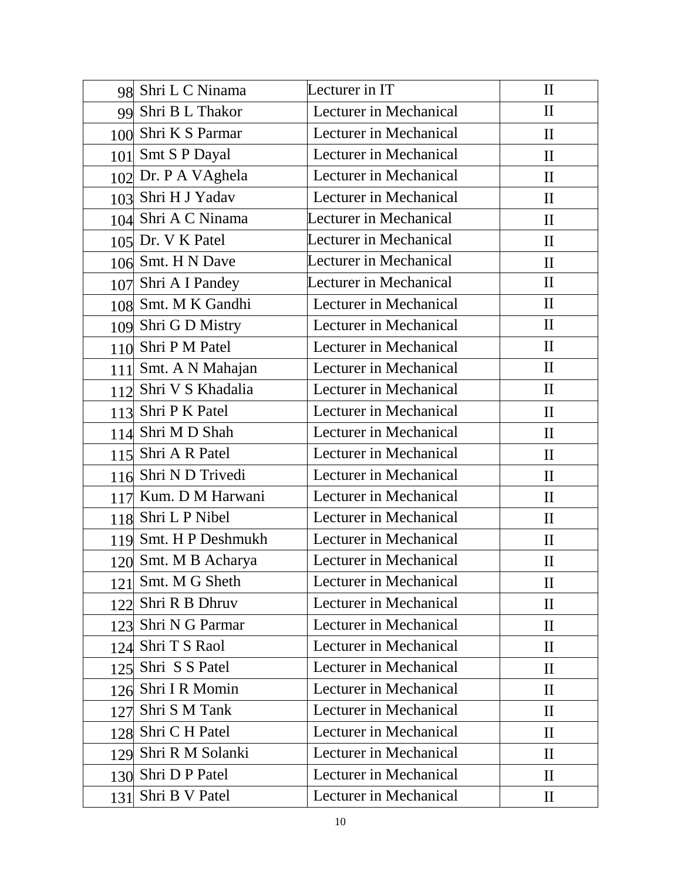| | | | |
|---|---|---|---|
| 98 | Shri L C Ninama | Lecturer in IT | II |
| 99 | Shri B L Thakor | Lecturer in Mechanical | II |
| 100 | Shri K S Parmar | Lecturer in Mechanical | II |
| 101 | Smt S P Dayal | Lecturer in Mechanical | II |
| 102 | Dr. P A VAghela | Lecturer in Mechanical | II |
| 103 | Shri H J Yadav | Lecturer in Mechanical | II |
| 104 | Shri A C Ninama | Lecturer in Mechanical | II |
| 105 | Dr. V K Patel | Lecturer in Mechanical | II |
| 106 | Smt. H N Dave | Lecturer in Mechanical | II |
| 107 | Shri A I Pandey | Lecturer in Mechanical | II |
| 108 | Smt. M K Gandhi | Lecturer in Mechanical | II |
| 109 | Shri G D Mistry | Lecturer in Mechanical | II |
| 110 | Shri P M Patel | Lecturer in Mechanical | II |
| 111 | Smt. A N Mahajan | Lecturer in Mechanical | II |
| 112 | Shri V S Khadalia | Lecturer in Mechanical | II |
| 113 | Shri P K Patel | Lecturer in Mechanical | II |
| 114 | Shri M D Shah | Lecturer in Mechanical | II |
| 115 | Shri A R Patel | Lecturer in Mechanical | II |
| 116 | Shri N D Trivedi | Lecturer in Mechanical | II |
| 117 | Kum. D M Harwani | Lecturer in Mechanical | II |
| 118 | Shri L P Nibel | Lecturer in Mechanical | II |
| 119 | Smt. H P Deshmukh | Lecturer in Mechanical | II |
| 120 | Smt. M B Acharya | Lecturer in Mechanical | II |
| 121 | Smt. M G Sheth | Lecturer in Mechanical | II |
| 122 | Shri R B Dhruv | Lecturer in Mechanical | II |
| 123 | Shri N G Parmar | Lecturer in Mechanical | II |
| 124 | Shri T S Raol | Lecturer in Mechanical | II |
| 125 | Shri S S Patel | Lecturer in Mechanical | II |
| 126 | Shri I R Momin | Lecturer in Mechanical | II |
| 127 | Shri S M Tank | Lecturer in Mechanical | II |
| 128 | Shri C H Patel | Lecturer in Mechanical | II |
| 129 | Shri R M Solanki | Lecturer in Mechanical | II |
| 130 | Shri D P Patel | Lecturer in Mechanical | II |
| 131 | Shri B V Patel | Lecturer in Mechanical | II |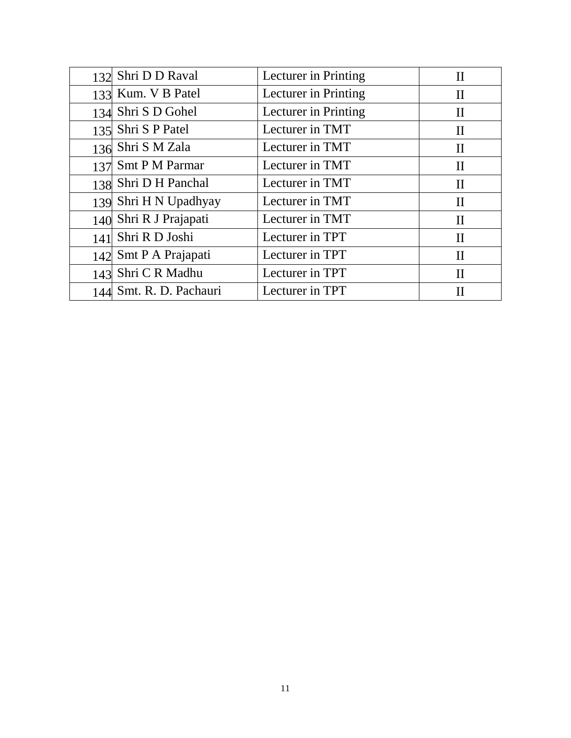| | | | |
|---|---|---|---|
| 132 | Shri D D Raval | Lecturer in Printing | II |
| 133 | Kum. V B Patel | Lecturer in Printing | II |
| 134 | Shri S D Gohel | Lecturer in Printing | II |
| 135 | Shri S P Patel | Lecturer in TMT | II |
| 136 | Shri S M Zala | Lecturer in TMT | II |
| 137 | Smt P M Parmar | Lecturer in TMT | II |
| 138 | Shri D H Panchal | Lecturer in TMT | II |
| 139 | Shri H N Upadhyay | Lecturer in TMT | II |
| 140 | Shri R J Prajapati | Lecturer in TMT | II |
| 141 | Shri R D Joshi | Lecturer in TPT | II |
| 142 | Smt P A Prajapati | Lecturer in TPT | II |
| 143 | Shri C R Madhu | Lecturer in TPT | II |
| 144 | Smt. R. D. Pachauri | Lecturer in TPT | II |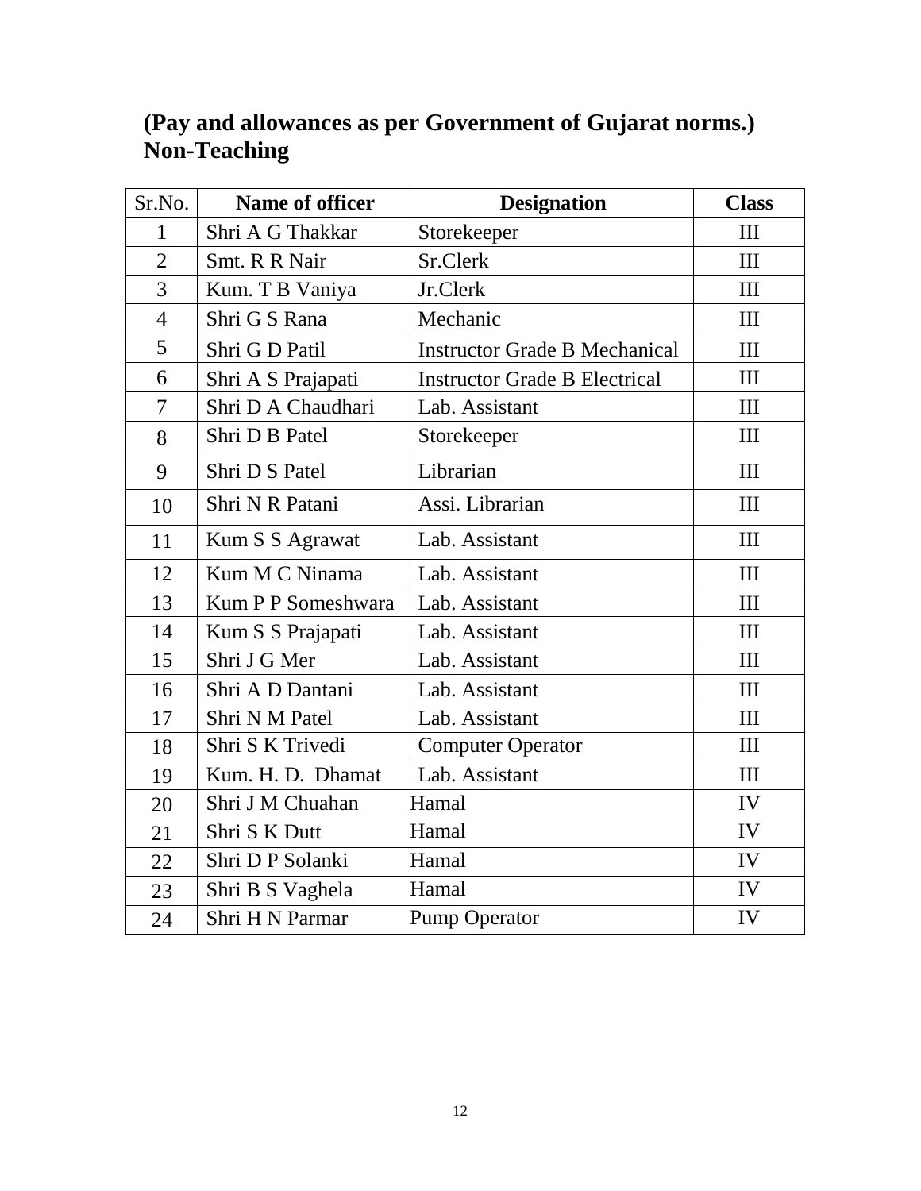**(Pay and allowances as per Government of Gujarat norms.)**
**Non-Teaching**

| Sr.No. | Name of officer | Designation | Class |
|---|---|---|---|
| 1 | Shri A G Thakkar | Storekeeper | III |
| 2 | Smt. R R Nair | Sr.Clerk | III |
| 3 | Kum. T B Vaniya | Jr.Clerk | III |
| 4 | Shri G S Rana | Mechanic | III |
| 5 | Shri G D Patil | Instructor Grade B Mechanical | III |
| 6 | Shri A S Prajapati | Instructor Grade B Electrical | III |
| 7 | Shri D A Chaudhari | Lab. Assistant | III |
| 8 | Shri D B Patel | Storekeeper | III |
| 9 | Shri D S Patel | Librarian | III |
| 10 | Shri N R Patani | Assi. Librarian | III |
| 11 | Kum S S Agrawat | Lab. Assistant | III |
| 12 | Kum M C Ninama | Lab. Assistant | III |
| 13 | Kum P P Someshwara | Lab. Assistant | III |
| 14 | Kum S S Prajapati | Lab. Assistant | III |
| 15 | Shri J G Mer | Lab. Assistant | III |
| 16 | Shri A D Dantani | Lab. Assistant | III |
| 17 | Shri N M Patel | Lab. Assistant | III |
| 18 | Shri S K Trivedi | Computer Operator | III |
| 19 | Kum. H. D. Dhamat | Lab. Assistant | III |
| 20 | Shri J M Chuahan | Hamal | IV |
| 21 | Shri S K Dutt | Hamal | IV |
| 22 | Shri D P Solanki | Hamal | IV |
| 23 | Shri B S Vaghela | Hamal | IV |
| 24 | Shri H N Parmar | Pump Operator | IV |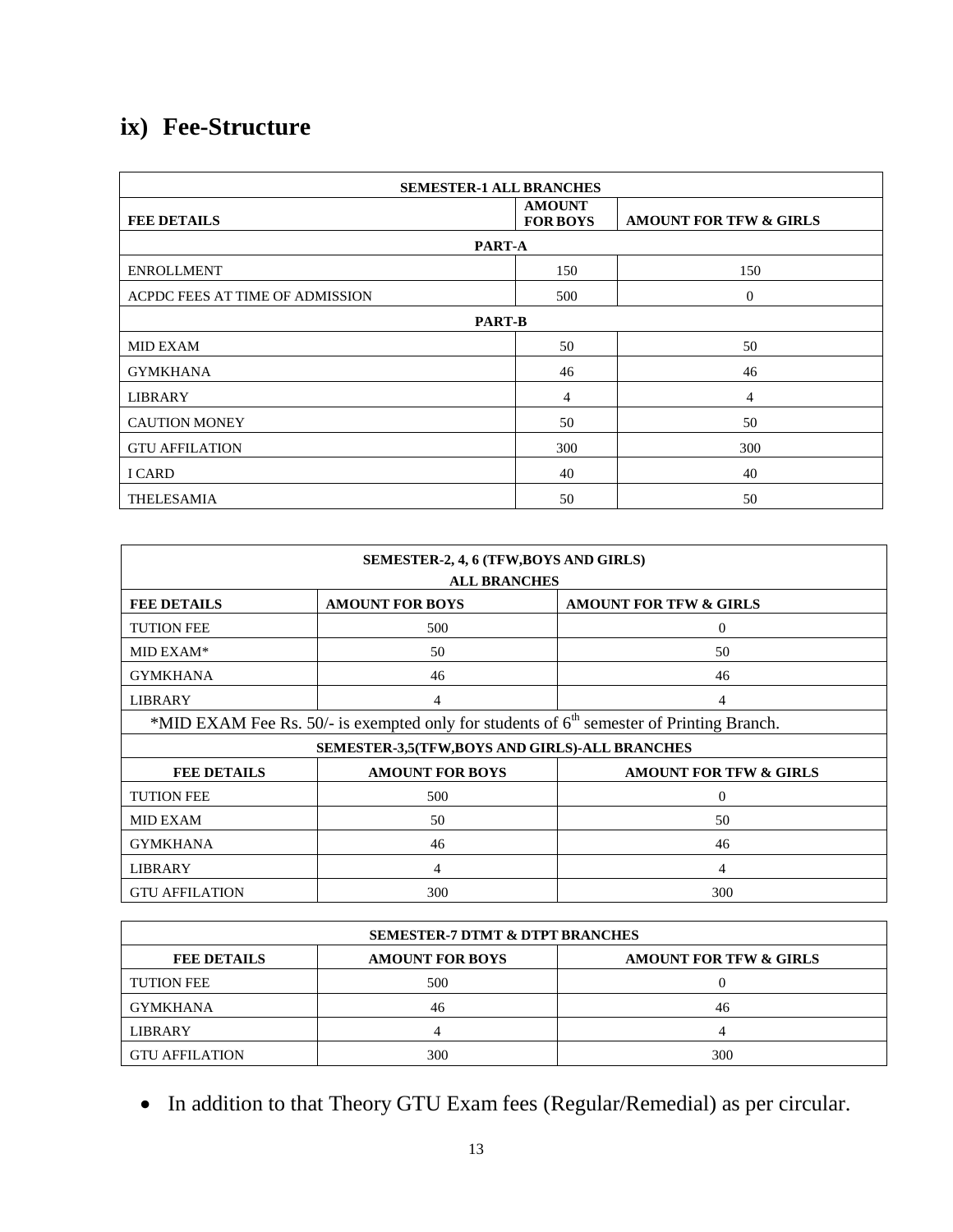## ix) Fee-Structure

| SEMESTER-1 ALL BRANCHES | | |
|---|---|---|
| **FEE DETAILS** | **AMOUNT FOR BOYS** | **AMOUNT FOR TFW & GIRLS** |
| **PART-A** | | |
| ENROLLMENT | 150 | 150 |
| ACPDC FEES AT TIME OF ADMISSION | 500 | 0 |
| **PART-B** | | |
| MID EXAM | 50 | 50 |
| GYMKHANA | 46 | 46 |
| LIBRARY | 4 | 4 |
| CAUTION MONEY | 50 | 50 |
| GTU AFFILATION | 300 | 300 |
| I CARD | 40 | 40 |
| THELESAMIA | 50 | 50 |

| SEMESTER-2, 4, 6 (TFW,BOYS AND GIRLS) ALL BRANCHES | | |
|---|---|---|
| **FEE DETAILS** | **AMOUNT FOR BOYS** | **AMOUNT FOR TFW & GIRLS** |
| TUTION FEE | 500 | 0 |
| MID EXAM* | 50 | 50 |
| GYMKHANA | 46 | 46 |
| LIBRARY | 4 | 4 |
| *MID EXAM Fee Rs. 50/- is exempted only for students of 6th semester of Printing Branch. | | |
| **SEMESTER-3,5(TFW,BOYS AND GIRLS)-ALL BRANCHES** | | |
| **FEE DETAILS** | **AMOUNT FOR BOYS** | **AMOUNT FOR TFW & GIRLS** |
| TUTION FEE | 500 | 0 |
| MID EXAM | 50 | 50 |
| GYMKHANA | 46 | 46 |
| LIBRARY | 4 | 4 |
| GTU AFFILATION | 300 | 300 |

| SEMESTER-7 DTMT & DTPT BRANCHES | | |
|---|---|---|
| **FEE DETAILS** | **AMOUNT FOR BOYS** | **AMOUNT FOR TFW & GIRLS** |
| TUTION FEE | 500 | 0 |
| GYMKHANA | 46 | 46 |
| LIBRARY | 4 | 4 |
| GTU AFFILATION | 300 | 300 |

- In addition to that Theory GTU Exam fees (Regular/Remedial) as per circular.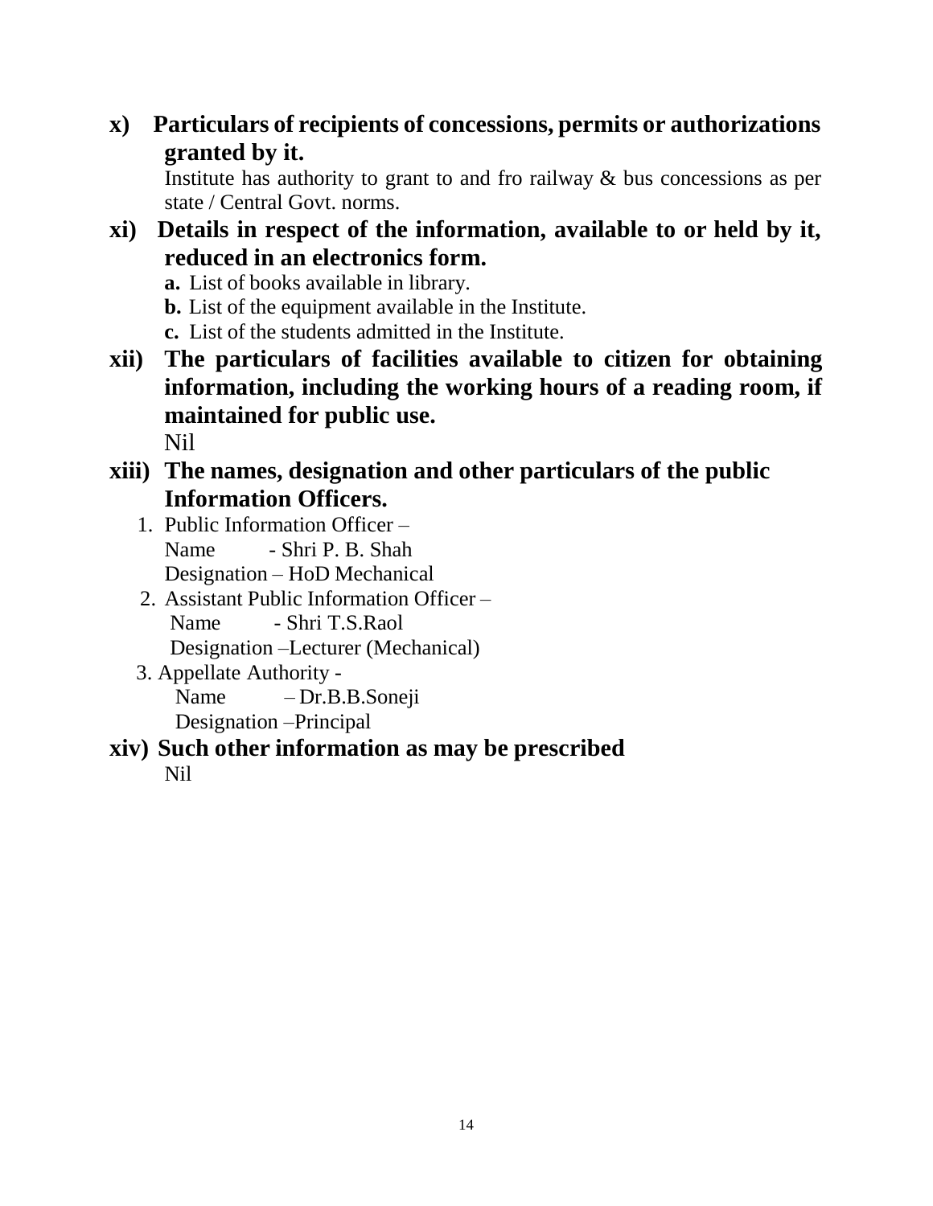**x) Particulars of recipients of concessions, permits or authorizations granted by it.**

Institute has authority to grant to and fro railway & bus concessions as per state / Central Govt. norms.

**xi) Details in respect of the information, available to or held by it, reduced in an electronics form.**

**a.** List of books available in library.

**b.** List of the equipment available in the Institute.

**c.** List of the students admitted in the Institute.

**xii) The particulars of facilities available to citizen for obtaining information, including the working hours of a reading room, if maintained for public use.**

Nil

**xiii) The names, designation and other particulars of the public Information Officers.**

1. Public Information Officer –
   Name - Shri P. B. Shah
   Designation – HoD Mechanical
2. Assistant Public Information Officer –
   Name - Shri T.S.Raol
   Designation –Lecturer (Mechanical)
3. Appellate Authority -
   Name – Dr.B.B.Soneji
   Designation –Principal

**xiv) Such other information as may be prescribed**

Nil